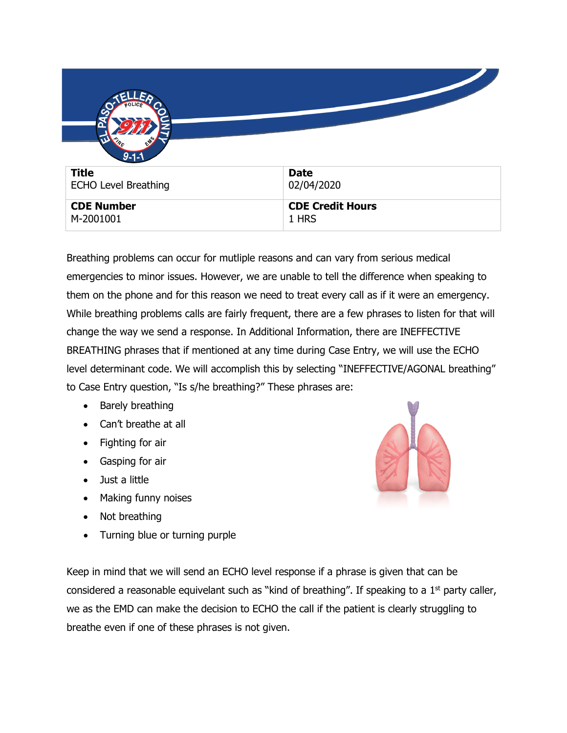| Title | Date |
| --- | --- |
| ECHO Level Breathing | 02/04/2020 |
| **CDE Number** | **CDE Credit Hours** |
| M-2001001 | 1 HRS |

Breathing problems can occur for mutliple reasons and can vary from serious medical emergencies to minor issues. However, we are unable to tell the difference when speaking to them on the phone and for this reason we need to treat every call as if it were an emergency. While breathing problems calls are fairly frequent, there are a few phrases to listen for that will change the way we send a response. In Additional Information, there are INEFFECTIVE BREATHING phrases that if mentioned at any time during Case Entry, we will use the ECHO level determinant code. We will accomplish this by selecting "INEFFECTIVE/AGONAL breathing" to Case Entry question, "Is s/he breathing?" These phrases are:

- Barely breathing
- Can't breathe at all
- Fighting for air
- Gasping for air
- Just a little
- Making funny noises
- Not breathing
- Turning blue or turning purple

Keep in mind that we will send an ECHO level response if a phrase is given that can be considered a reasonable equivelant such as "kind of breathing". If speaking to a 1st party caller, we as the EMD can make the decision to ECHO the call if the patient is clearly struggling to breathe even if one of these phrases is not given.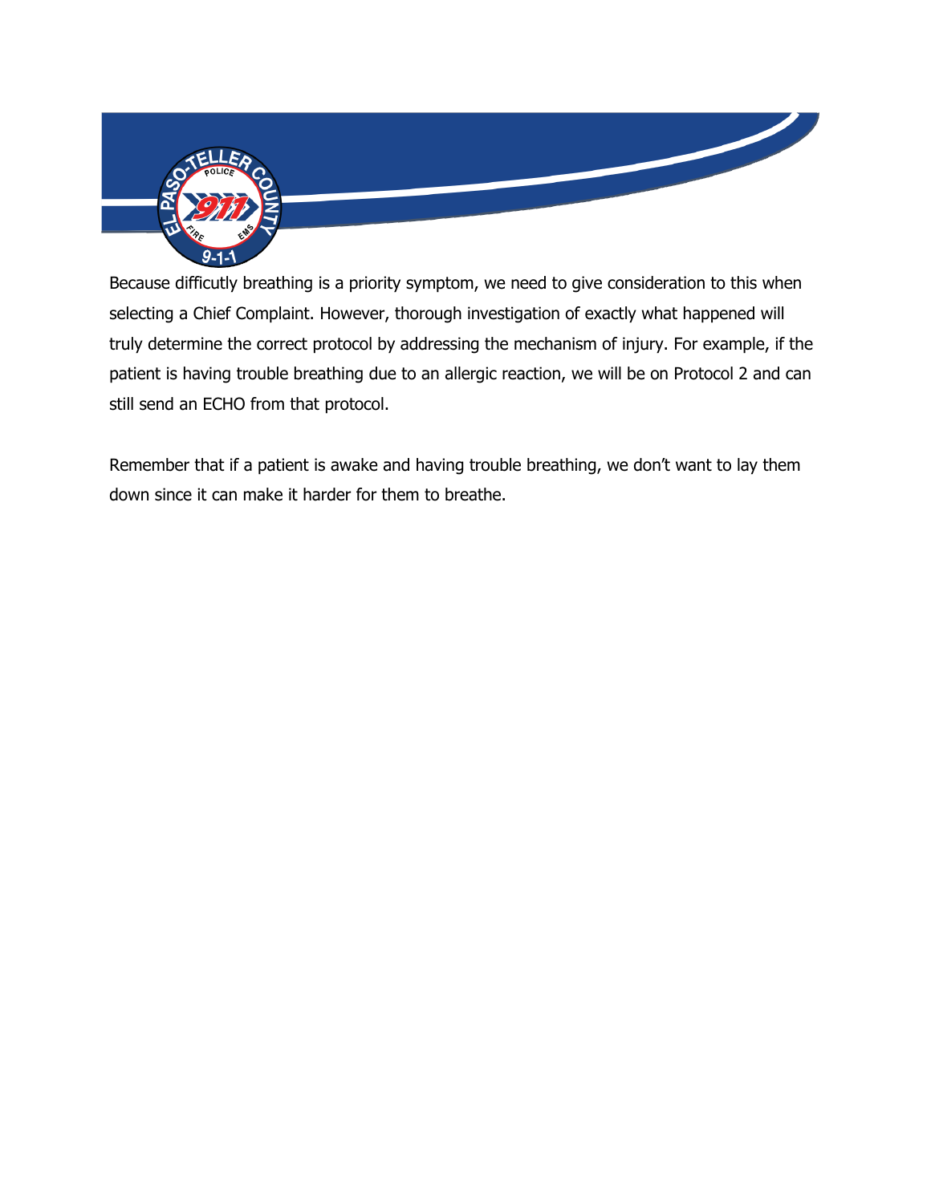Because difficutly breathing is a priority symptom, we need to give consideration to this when selecting a Chief Complaint. However, thorough investigation of exactly what happened will truly determine the correct protocol by addressing the mechanism of injury. For example, if the patient is having trouble breathing due to an allergic reaction, we will be on Protocol 2 and can still send an ECHO from that protocol.

Remember that if a patient is awake and having trouble breathing, we don't want to lay them down since it can make it harder for them to breathe.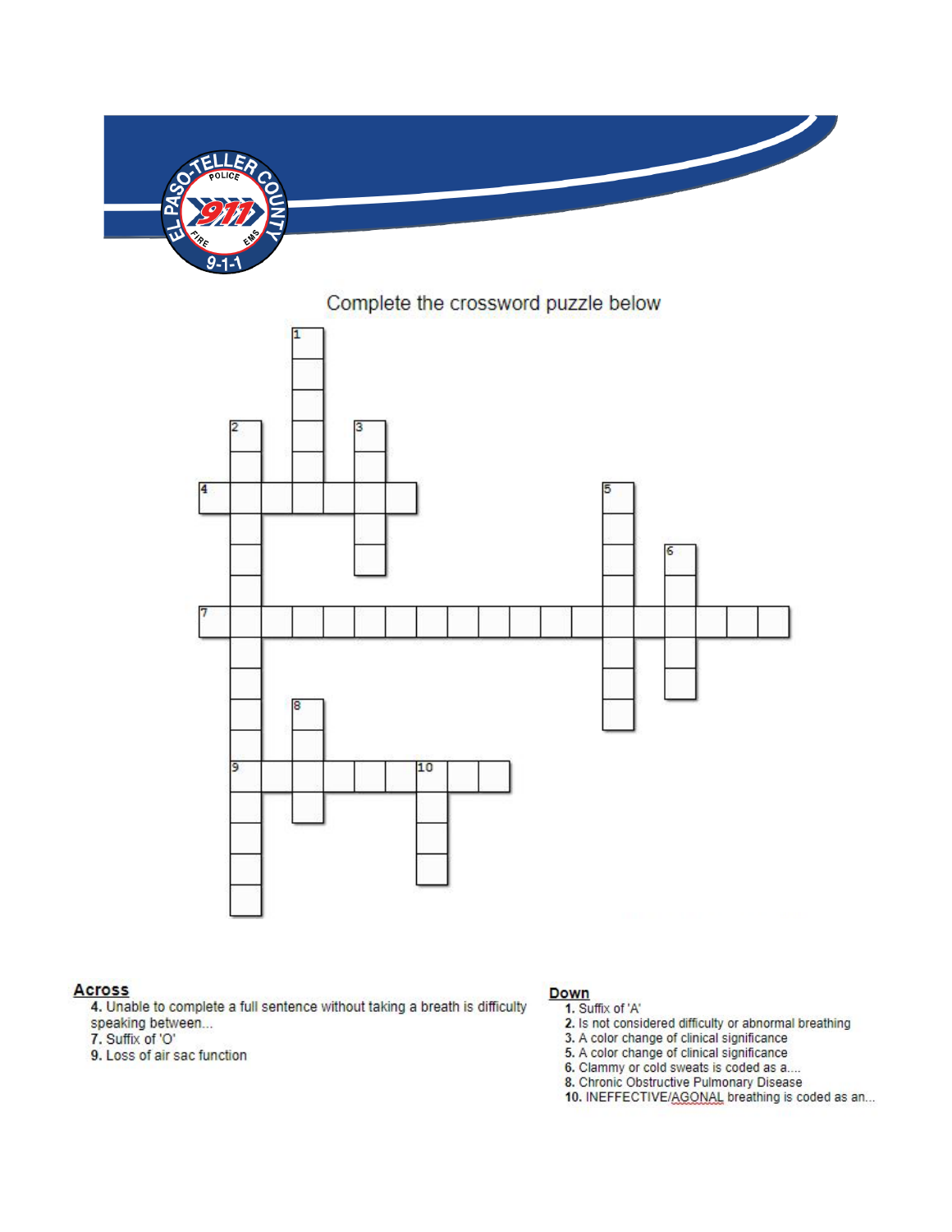Complete the crossword puzzle below

## Across

**4.** Unable to complete a full sentence without taking a breath is difficulty speaking between...

**7.** Suffix of 'O'

**9.** Loss of air sac function

## Down

**1.** Suffix of 'A'

**2.** Is not considered difficulty or abnormal breathing

**3.** A color change of clinical significance

**5.** A color change of clinical significance

**6.** Clammy or cold sweats is coded as a....

**8.** Chronic Obstructive Pulmonary Disease

**10.** INEFFECTIVE/AGONAL breathing is coded as an...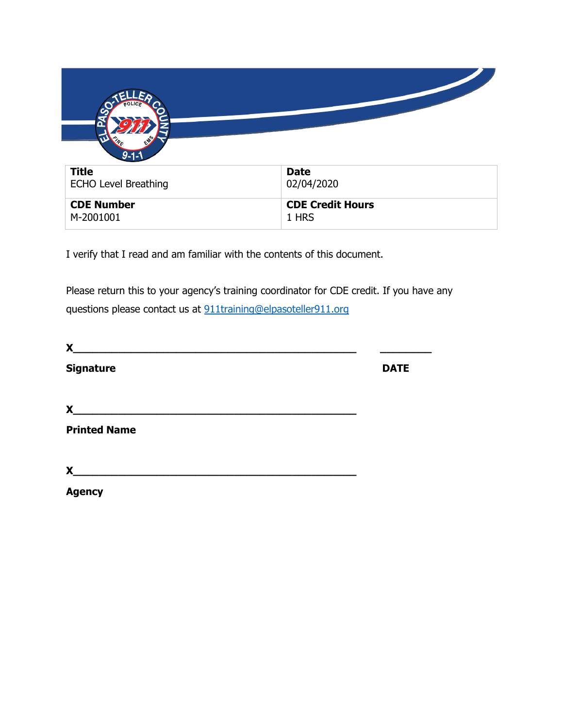| | |
|---|---|
| **Title**<br>ECHO Level Breathing | **Date**<br>02/04/2020 |
| **CDE Number**<br>M-2001001 | **CDE Credit Hours**<br>1 HRS |

I verify that I read and am familiar with the contents of this document.

Please return this to your agency's training coordinator for CDE credit. If you have any questions please contact us at 911training@elpasoteller911.org

**X**_______________________________________________ _________

**Signature** **DATE**

**X**_______________________________________________

**Printed Name**

**X**_______________________________________________

**Agency**